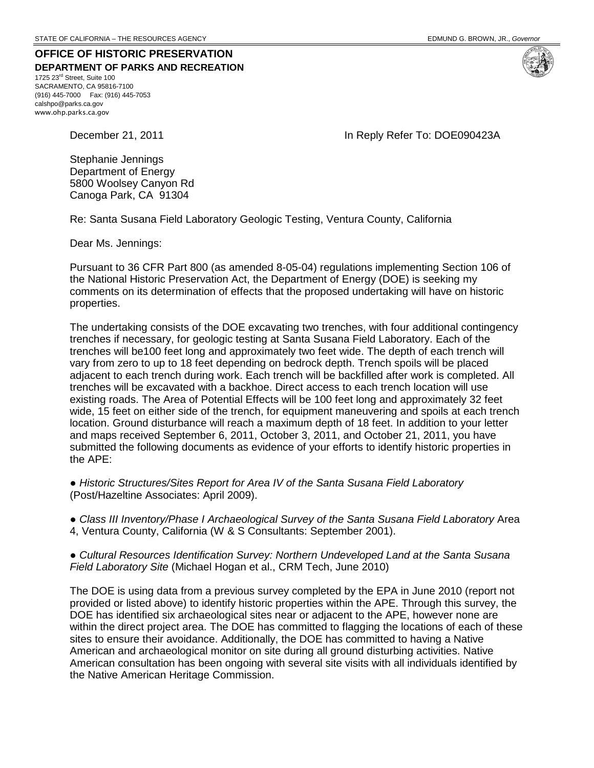STATE OF CALIFORNIA – THE RESOURCES AGENCY EDMUND G. BROWN, JR., *Governor*

**OFFICE OF HISTORIC PRESERVATION**
**DEPARTMENT OF PARKS AND RECREATION**
1725 23rd Street, Suite 100
SACRAMENTO, CA 95816-7100
(916) 445-7000 Fax: (916) 445-7053
calshpo@parks.ca.gov
www.ohp.parks.ca.gov

December 21, 2011 In Reply Refer To: DOE090423A

Stephanie Jennings
Department of Energy
5800 Woolsey Canyon Rd
Canoga Park, CA 91304

Re: Santa Susana Field Laboratory Geologic Testing, Ventura County, California

Dear Ms. Jennings:

Pursuant to 36 CFR Part 800 (as amended 8-05-04) regulations implementing Section 106 of the National Historic Preservation Act, the Department of Energy (DOE) is seeking my comments on its determination of effects that the proposed undertaking will have on historic properties.

The undertaking consists of the DOE excavating two trenches, with four additional contingency trenches if necessary, for geologic testing at Santa Susana Field Laboratory. Each of the trenches will be100 feet long and approximately two feet wide. The depth of each trench will vary from zero to up to 18 feet depending on bedrock depth. Trench spoils will be placed adjacent to each trench during work. Each trench will be backfilled after work is completed. All trenches will be excavated with a backhoe. Direct access to each trench location will use existing roads. The Area of Potential Effects will be 100 feet long and approximately 32 feet wide, 15 feet on either side of the trench, for equipment maneuvering and spoils at each trench location. Ground disturbance will reach a maximum depth of 18 feet. In addition to your letter and maps received September 6, 2011, October 3, 2011, and October 21, 2011, you have submitted the following documents as evidence of your efforts to identify historic properties in the APE:

- *Historic Structures/Sites Report for Area IV of the Santa Susana Field Laboratory* (Post/Hazeltine Associates: April 2009).

- *Class III Inventory/Phase I Archaeological Survey of the Santa Susana Field Laboratory* Area 4, Ventura County, California (W & S Consultants: September 2001).

- *Cultural Resources Identification Survey: Northern Undeveloped Land at the Santa Susana Field Laboratory Site* (Michael Hogan et al., CRM Tech, June 2010)

The DOE is using data from a previous survey completed by the EPA in June 2010 (report not provided or listed above) to identify historic properties within the APE. Through this survey, the DOE has identified six archaeological sites near or adjacent to the APE, however none are within the direct project area. The DOE has committed to flagging the locations of each of these sites to ensure their avoidance. Additionally, the DOE has committed to having a Native American and archaeological monitor on site during all ground disturbing activities. Native American consultation has been ongoing with several site visits with all individuals identified by the Native American Heritage Commission.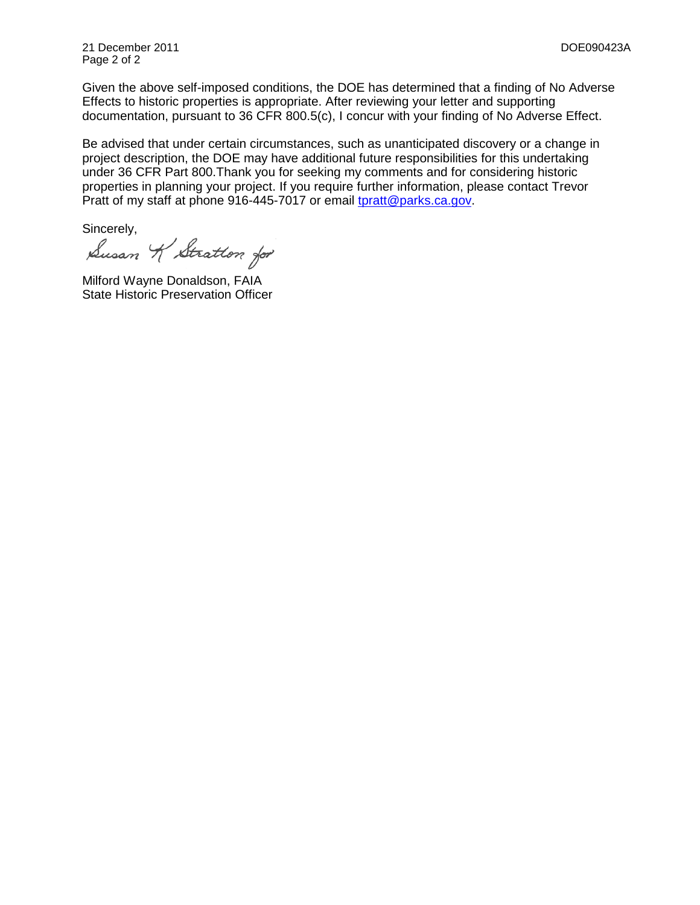Given the above self-imposed conditions, the DOE has determined that a finding of No Adverse Effects to historic properties is appropriate. After reviewing your letter and supporting documentation, pursuant to 36 CFR 800.5(c), I concur with your finding of No Adverse Effect.

Be advised that under certain circumstances, such as unanticipated discovery or a change in project description, the DOE may have additional future responsibilities for this undertaking under 36 CFR Part 800.Thank you for seeking my comments and for considering historic properties in planning your project. If you require further information, please contact Trevor Pratt of my staff at phone 916-445-7017 or email tpratt@parks.ca.gov.

Sincerely,

Susan K Stratton for

Milford Wayne Donaldson, FAIA
State Historic Preservation Officer